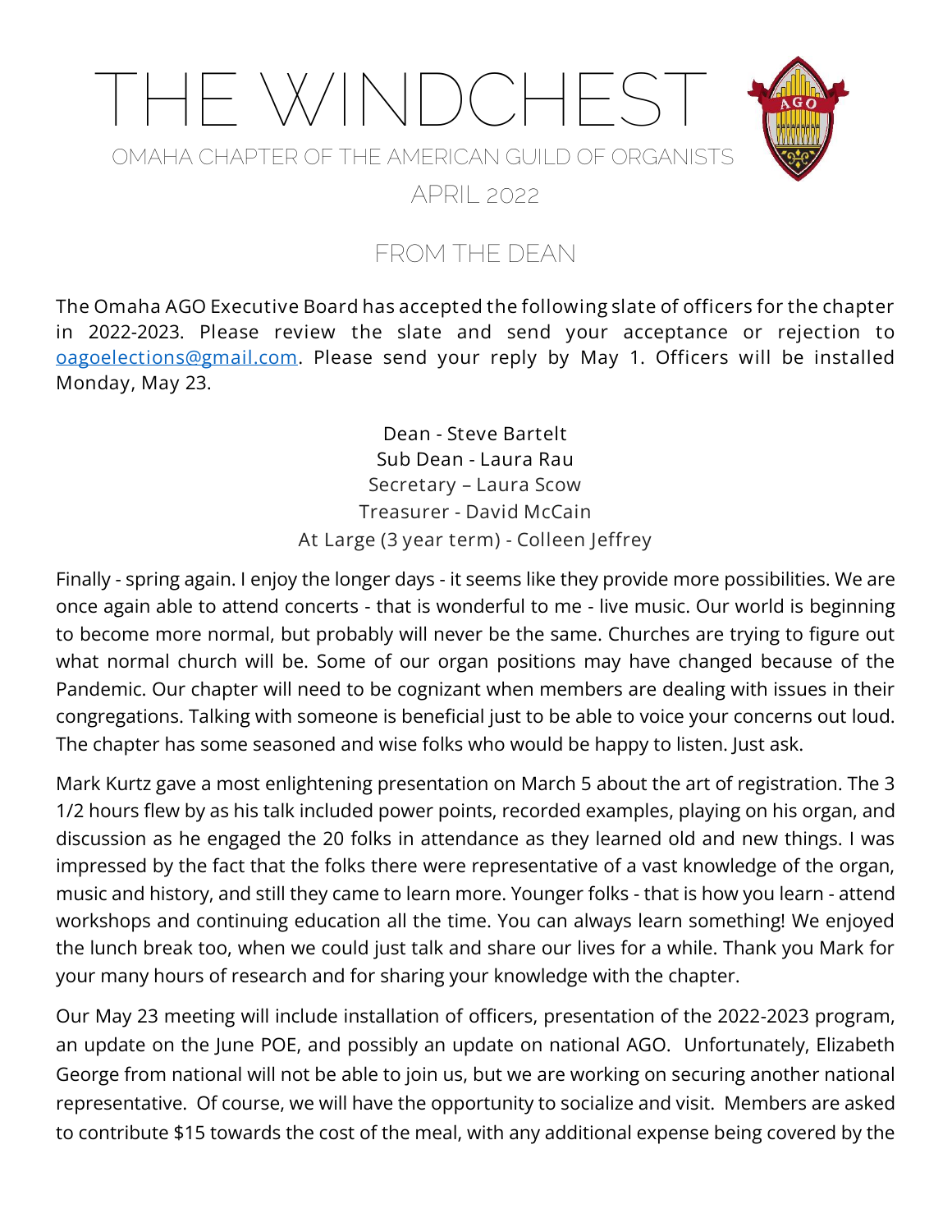# THE WINDCHEST

OMAHA CHAPTER OF THE AMERICAN GUILD OF ORGANISTS

APRIL 2022

## FROM THE DEAN

The Omaha AGO Executive Board has accepted the following slate of officers for the chapter in 2022-2023. Please review the slate and send your acceptance or rejection to oagoelections@gmail.com. Please send your reply by May 1. Officers will be installed Monday, May 23.

Dean - Steve Bartelt
Sub Dean - Laura Rau
Secretary – Laura Scow
Treasurer - David McCain
At Large (3 year term) - Colleen Jeffrey

Finally - spring again. I enjoy the longer days - it seems like they provide more possibilities. We are once again able to attend concerts - that is wonderful to me - live music. Our world is beginning to become more normal, but probably will never be the same. Churches are trying to figure out what normal church will be. Some of our organ positions may have changed because of the Pandemic. Our chapter will need to be cognizant when members are dealing with issues in their congregations. Talking with someone is beneficial just to be able to voice your concerns out loud. The chapter has some seasoned and wise folks who would be happy to listen. Just ask.

Mark Kurtz gave a most enlightening presentation on March 5 about the art of registration. The 3 1/2 hours flew by as his talk included power points, recorded examples, playing on his organ, and discussion as he engaged the 20 folks in attendance as they learned old and new things. I was impressed by the fact that the folks there were representative of a vast knowledge of the organ, music and history, and still they came to learn more. Younger folks - that is how you learn - attend workshops and continuing education all the time. You can always learn something! We enjoyed the lunch break too, when we could just talk and share our lives for a while. Thank you Mark for your many hours of research and for sharing your knowledge with the chapter.

Our May 23 meeting will include installation of officers, presentation of the 2022-2023 program, an update on the June POE, and possibly an update on national AGO. Unfortunately, Elizabeth George from national will not be able to join us, but we are working on securing another national representative. Of course, we will have the opportunity to socialize and visit. Members are asked to contribute $15 towards the cost of the meal, with any additional expense being covered by the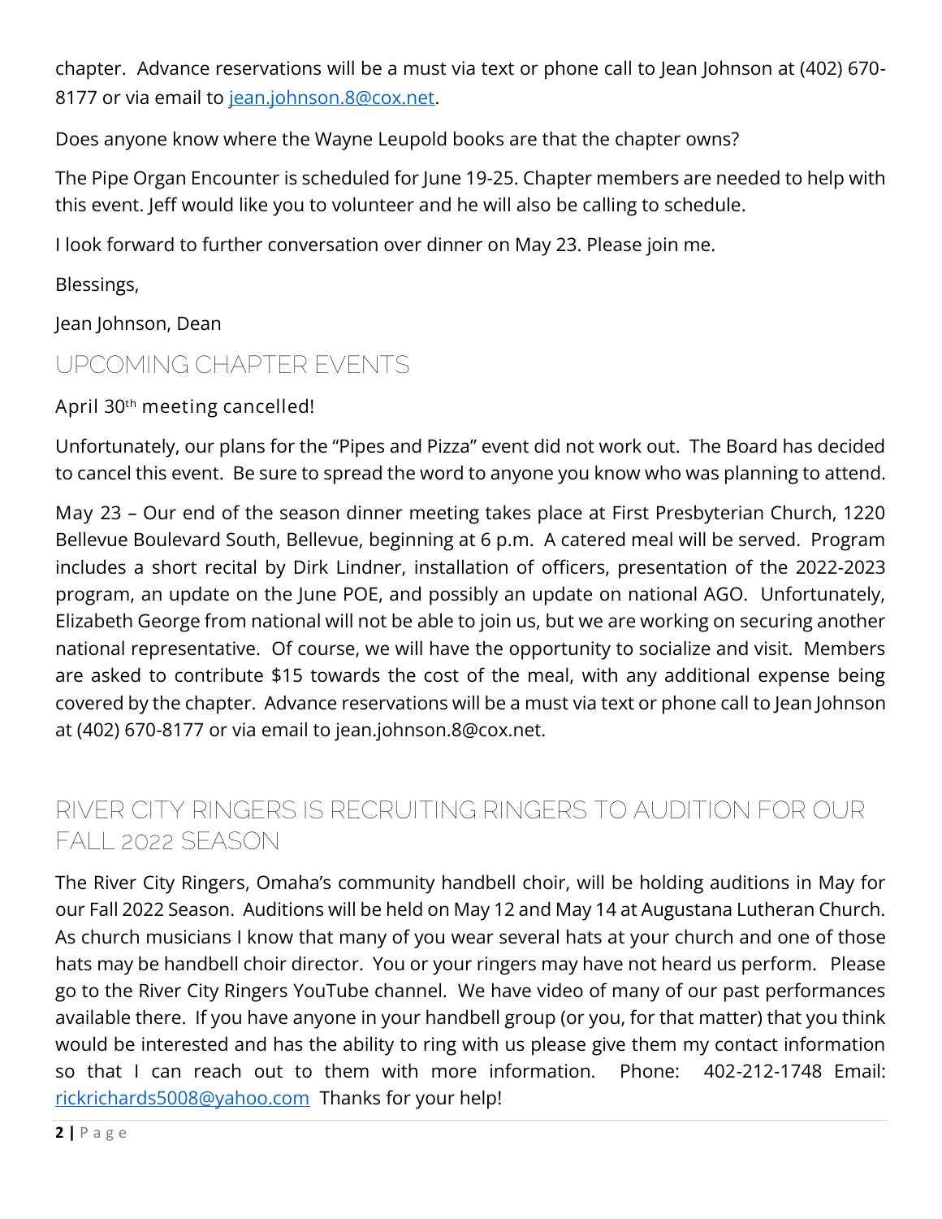chapter. Advance reservations will be a must via text or phone call to Jean Johnson at (402) 670-8177 or via email to [jean.johnson.8@cox.net](mailto:jean.johnson.8@cox.net).

Does anyone know where the Wayne Leupold books are that the chapter owns?

The Pipe Organ Encounter is scheduled for June 19-25. Chapter members are needed to help with this event. Jeff would like you to volunteer and he will also be calling to schedule.

I look forward to further conversation over dinner on May 23. Please join me.

Blessings,

Jean Johnson, Dean

## UPCOMING CHAPTER EVENTS

April 30th meeting cancelled!

Unfortunately, our plans for the "Pipes and Pizza" event did not work out. The Board has decided to cancel this event. Be sure to spread the word to anyone you know who was planning to attend.

May 23 – Our end of the season dinner meeting takes place at First Presbyterian Church, 1220 Bellevue Boulevard South, Bellevue, beginning at 6 p.m. A catered meal will be served. Program includes a short recital by Dirk Lindner, installation of officers, presentation of the 2022-2023 program, an update on the June POE, and possibly an update on national AGO. Unfortunately, Elizabeth George from national will not be able to join us, but we are working on securing another national representative. Of course, we will have the opportunity to socialize and visit. Members are asked to contribute $15 towards the cost of the meal, with any additional expense being covered by the chapter. Advance reservations will be a must via text or phone call to Jean Johnson at (402) 670-8177 or via email to jean.johnson.8@cox.net.

## RIVER CITY RINGERS IS RECRUITING RINGERS TO AUDITION FOR OUR FALL 2022 SEASON

The River City Ringers, Omaha's community handbell choir, will be holding auditions in May for our Fall 2022 Season. Auditions will be held on May 12 and May 14 at Augustana Lutheran Church. As church musicians I know that many of you wear several hats at your church and one of those hats may be handbell choir director. You or your ringers may have not heard us perform. Please go to the River City Ringers YouTube channel. We have video of many of our past performances available there. If you have anyone in your handbell group (or you, for that matter) that you think would be interested and has the ability to ring with us please give them my contact information so that I can reach out to them with more information. Phone: 402-212-1748 Email: [rickrichards5008@yahoo.com](mailto:rickrichards5008@yahoo.com) Thanks for your help!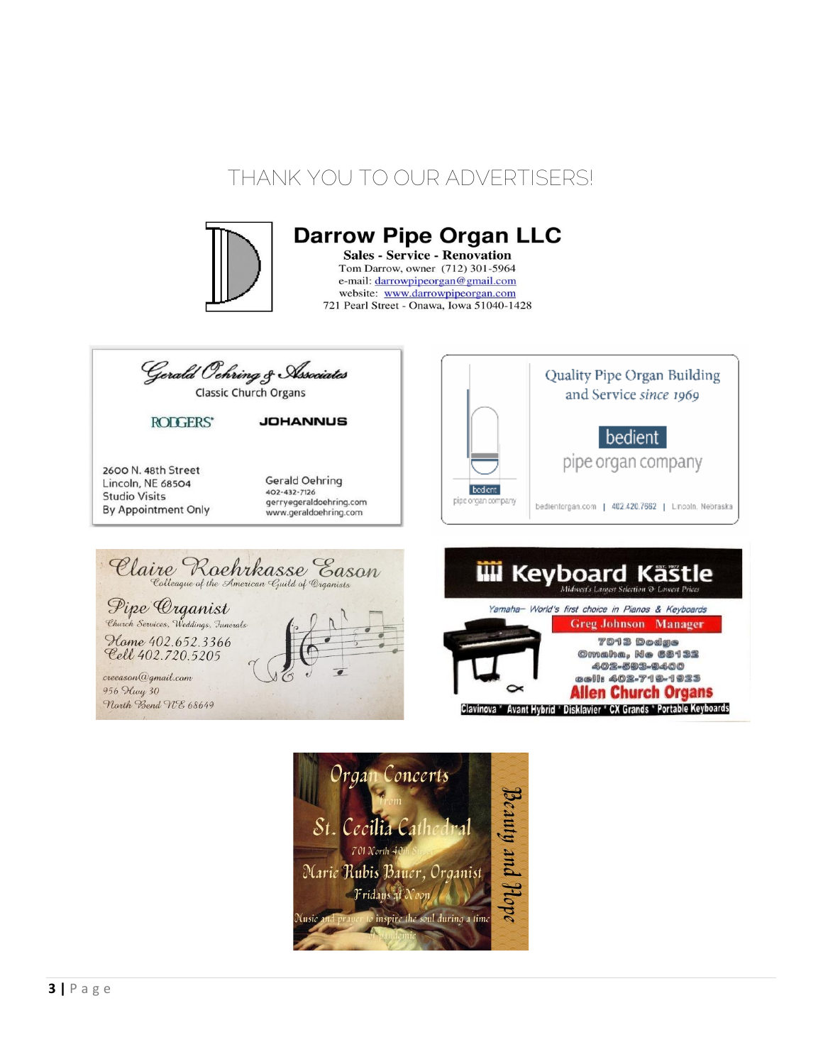# THANK YOU TO OUR ADVERTISERS!

**Darrow Pipe Organ LLC**

**Sales - Service - Renovation**

Tom Darrow, owner (712) 301-5964

e-mail: darrowpipeorgan@gmail.com

website: www.darrowpipeorgan.com

721 Pearl Street - Onawa, Iowa 51040-1428

---

*Gerald Oehring & Associates*

Classic Church Organs

RODGERS® JOHANNUS

2600 N. 48th Street
Lincoln, NE 68504
Studio Visits
By Appointment Only

Gerald Oehring
402-432-7126
gerryegeraldoehring.com
www.geraldoehring.com

---

Quality Pipe Organ Building and Service *since 1969*

bedient pipe organ company

bedientorgan.com | 402.420.7662 | Lincoln, Nebraska

---

*Claire Roehrkasse Eason*

*Colleague of the American Guild of Organists*

*Pipe Organist*

*Church Services, Weddings, Funerals*

*Home* 402.652.3366

*Cell* 402.720.5205

creeason@gmail.com

956 Hwy 30

North Bend NE 68649

---

**Keyboard Kastle** EST. 1977

*Midwest's Largest Selection & Lowest Prices*

*Yamaha– World's first choice in Pianos & Keyboards*

Greg Johnson Manager

7013 Dodge

Omaha, Ne 68132

402-593-9400

cell: 402-719-1923

**Allen Church Organs**

Clavinova * Avant Hybrid * Disklavier * CX Grands * Portable Keyboards

---

*Organ Concerts*

from

*St. Cecilia Cathedral*

701 North 40th Street

*Marie Rubis Bauer, Organist*

Fridays at Noon

Music and prayer to inspire the soul during a time of pandemic

*Beauty and Hope*